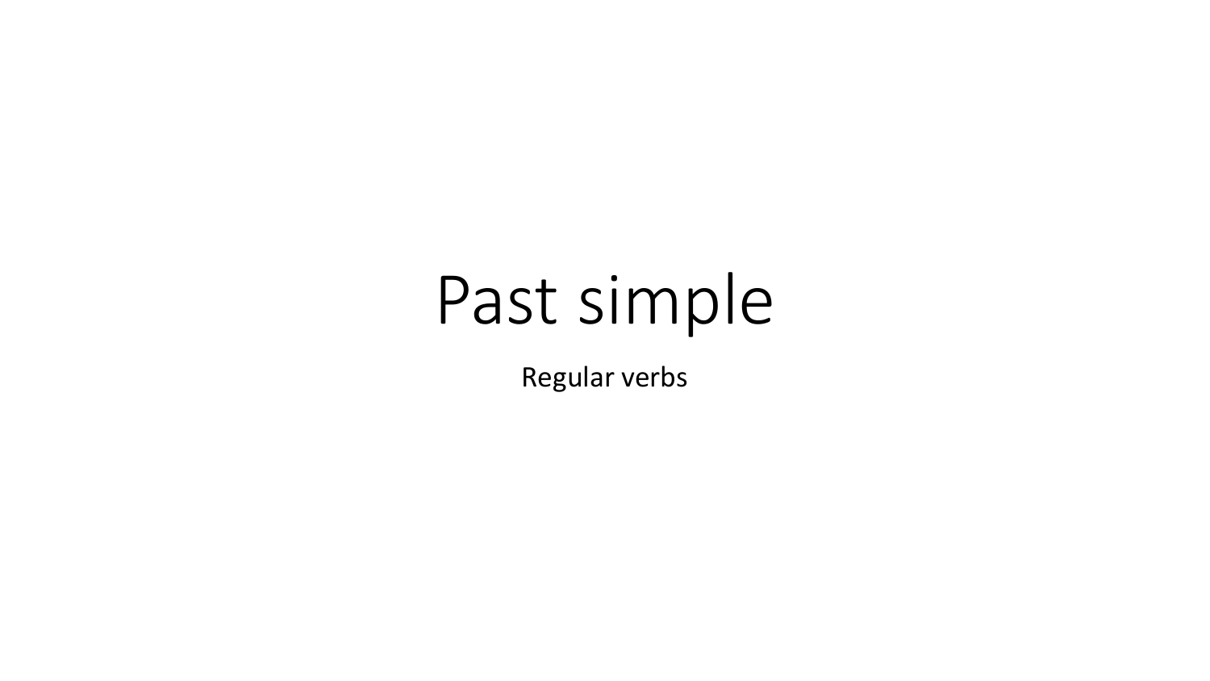# Past simple

Regular verbs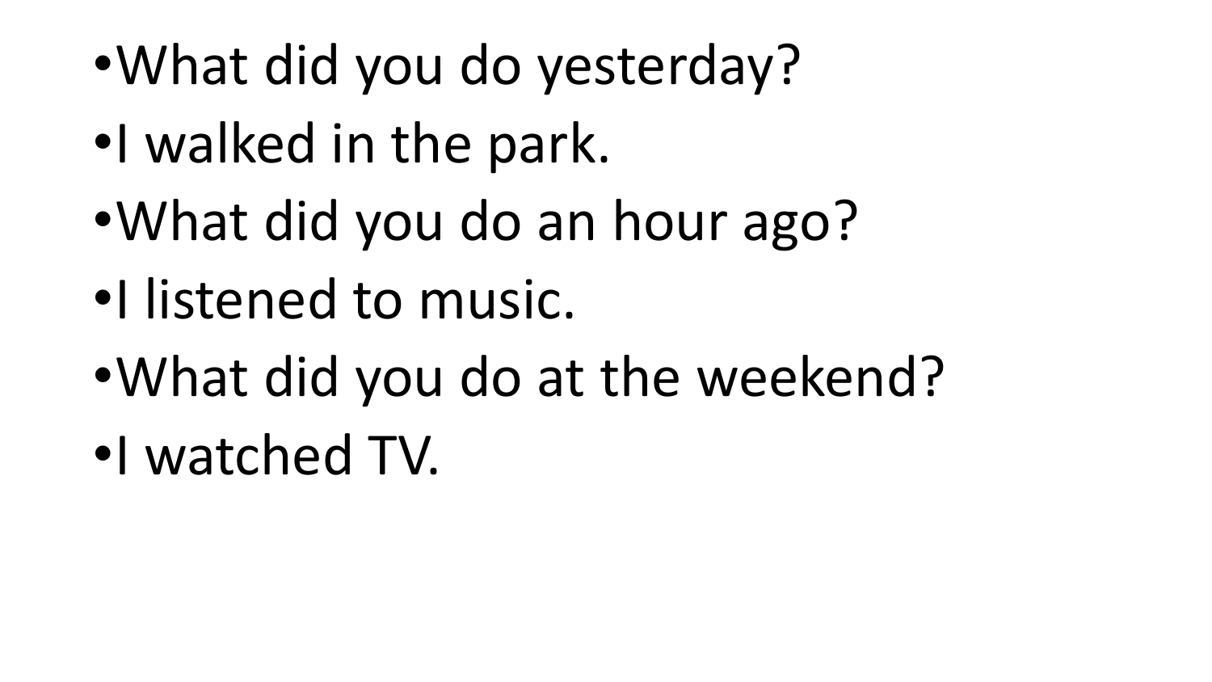- What did you do yesterday?
- I walked in the park.
- What did you do an hour ago?
- I listened to music.
- What did you do at the weekend?
- I watched TV.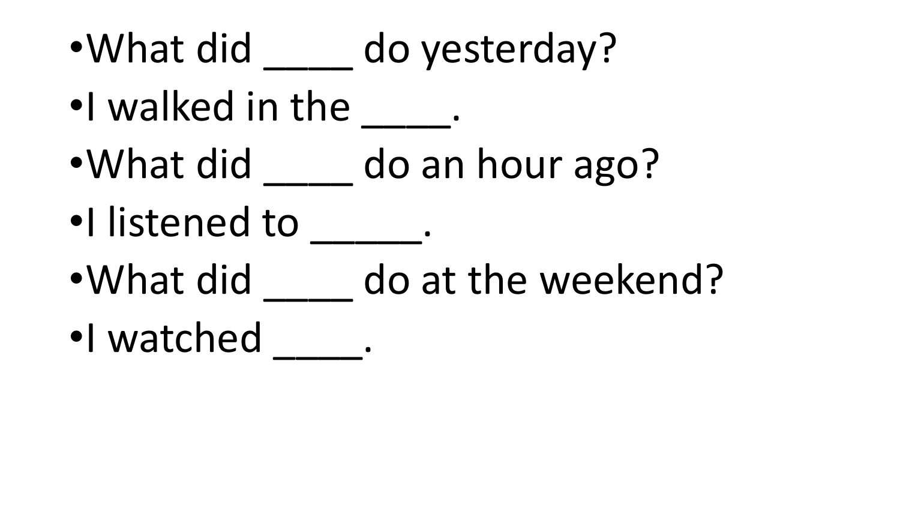- What did ____ do yesterday?
- I walked in the ____.
- What did ____ do an hour ago?
- I listened to _____.
- What did ____ do at the weekend?
- I watched ____.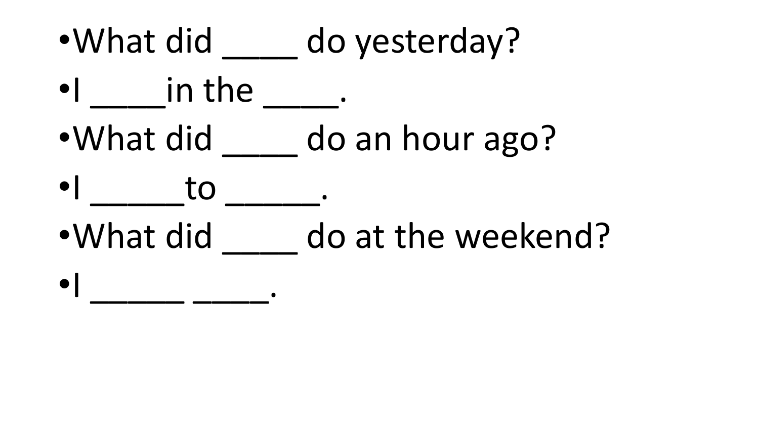- What did ____ do yesterday?
- I ____in the ____.
- What did ____ do an hour ago?
- I _____to _____.
- What did ____ do at the weekend?
- I _____ ____.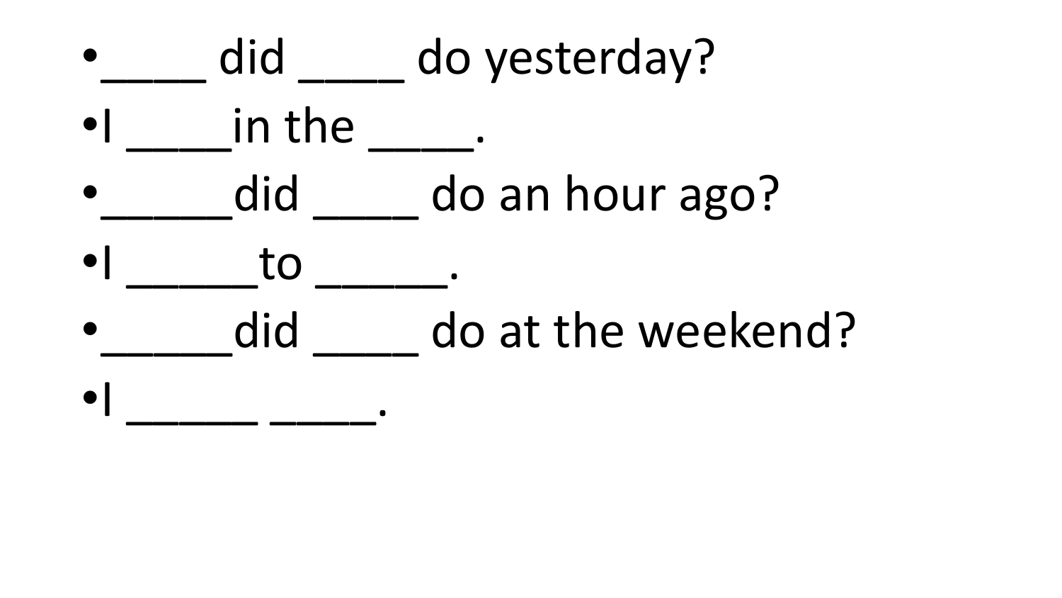- ____ did ____ do yesterday?
- I ____in the ____.
- _____did ____ do an hour ago?
- I _____to _____.
- _____did ____ do at the weekend?
- I _____ ____.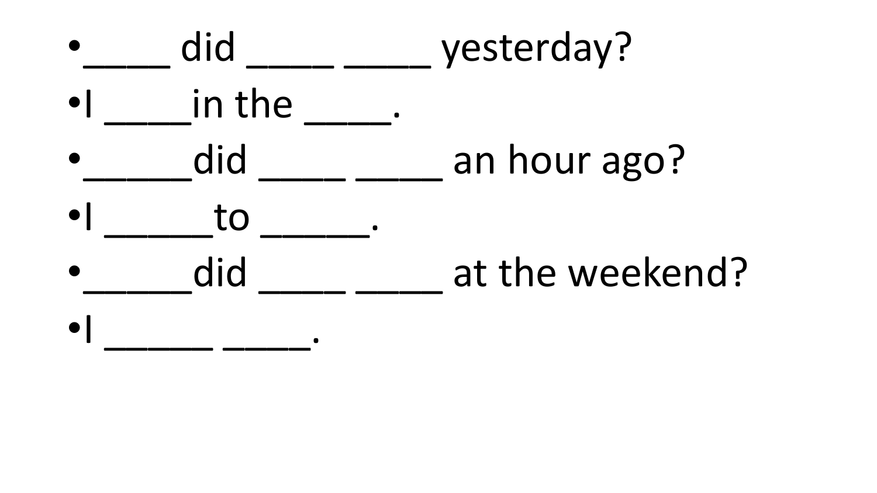- ____ did ____ ____ yesterday?
- I ____in the ____.
- _____did ____ ____ an hour ago?
- I _____to _____.
- _____did ____ ____ at the weekend?
- I _____ ____.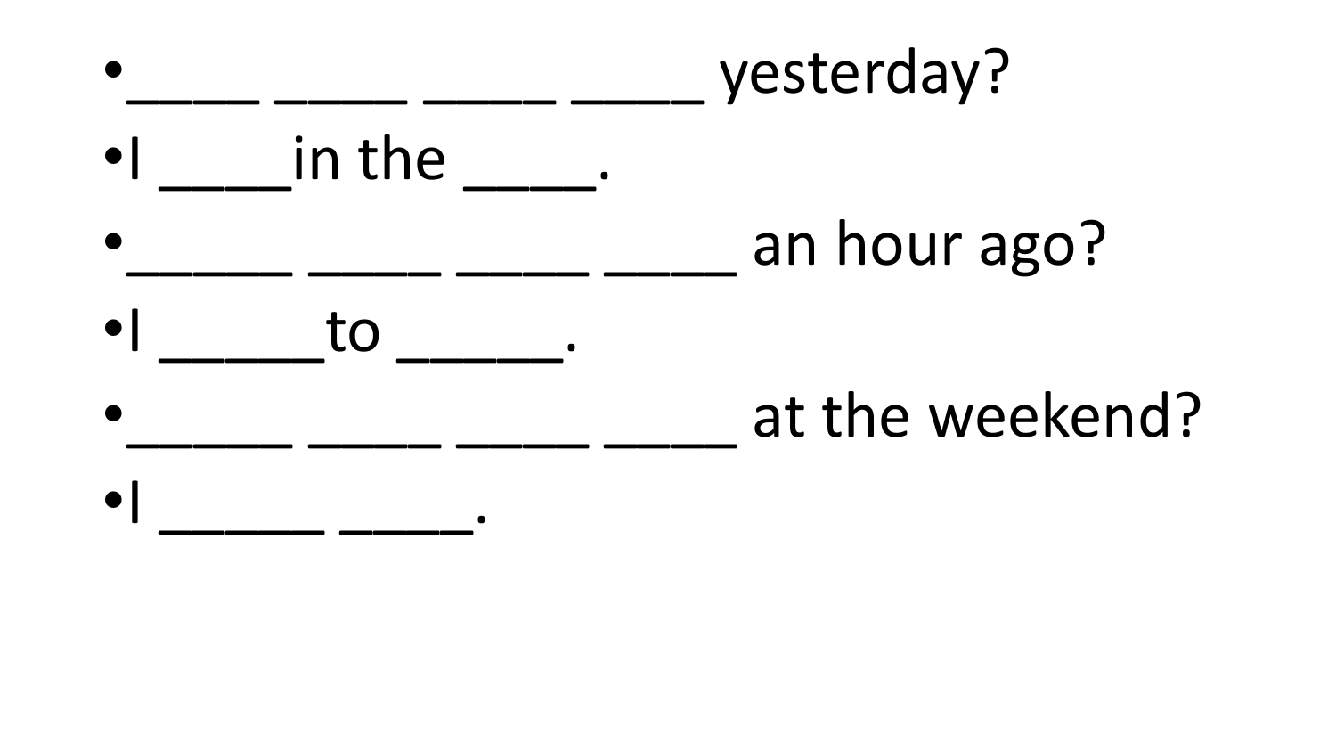- ____ ____ ____ ____ yesterday?
- I ____in the ____.
- _____ ____ ____ ____ an hour ago?
- I _____to _____.
- _____ ____ ____ ____ at the weekend?
- I _____ ____.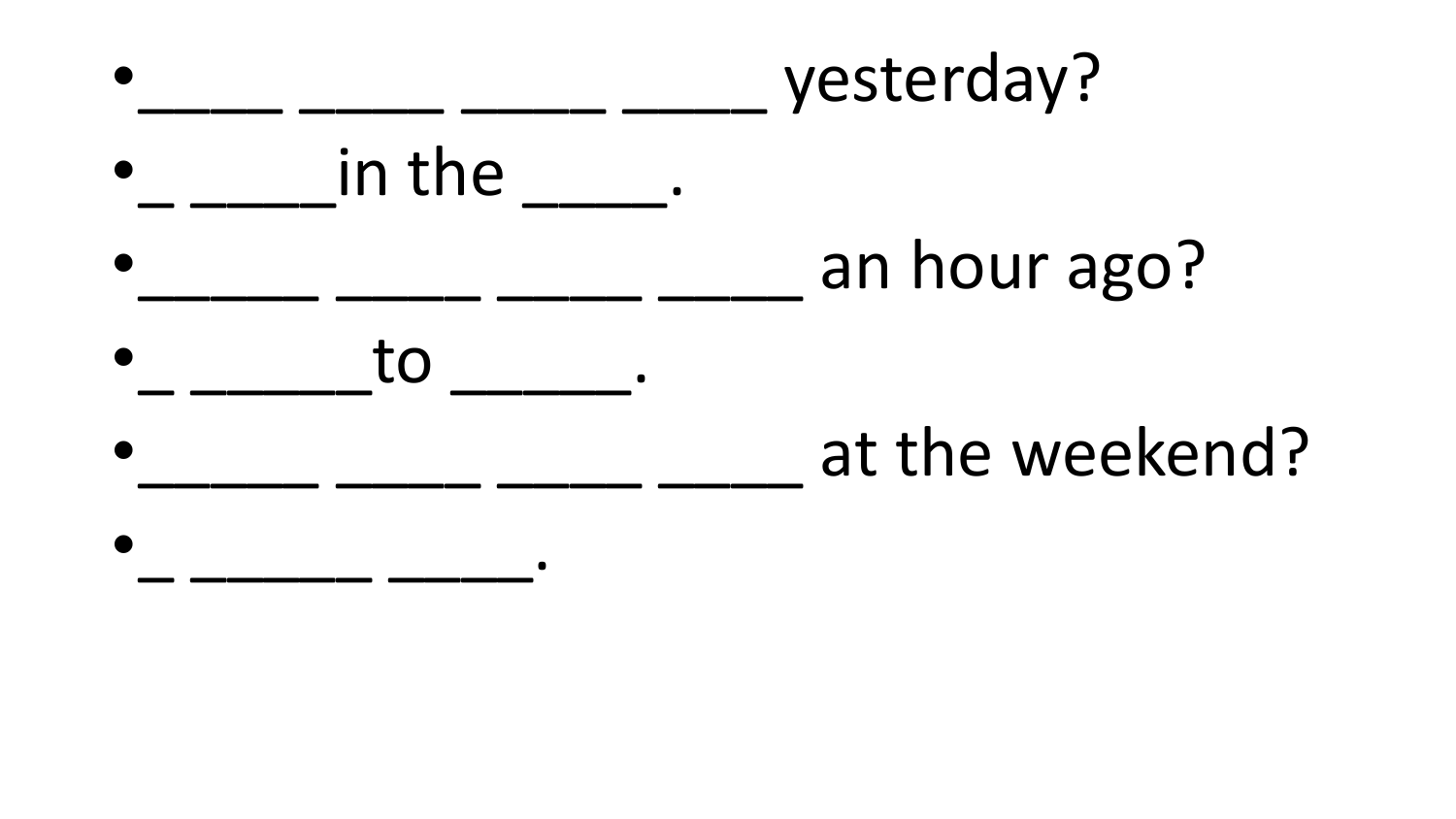- ____ ____ ____ ____ yesterday?
- _ ____in the ____.
- _____ ____ ____ ____ an hour ago?
- _ _____to _____.
- _____ ____ ____ ____ at the weekend?
- _ _____ ____.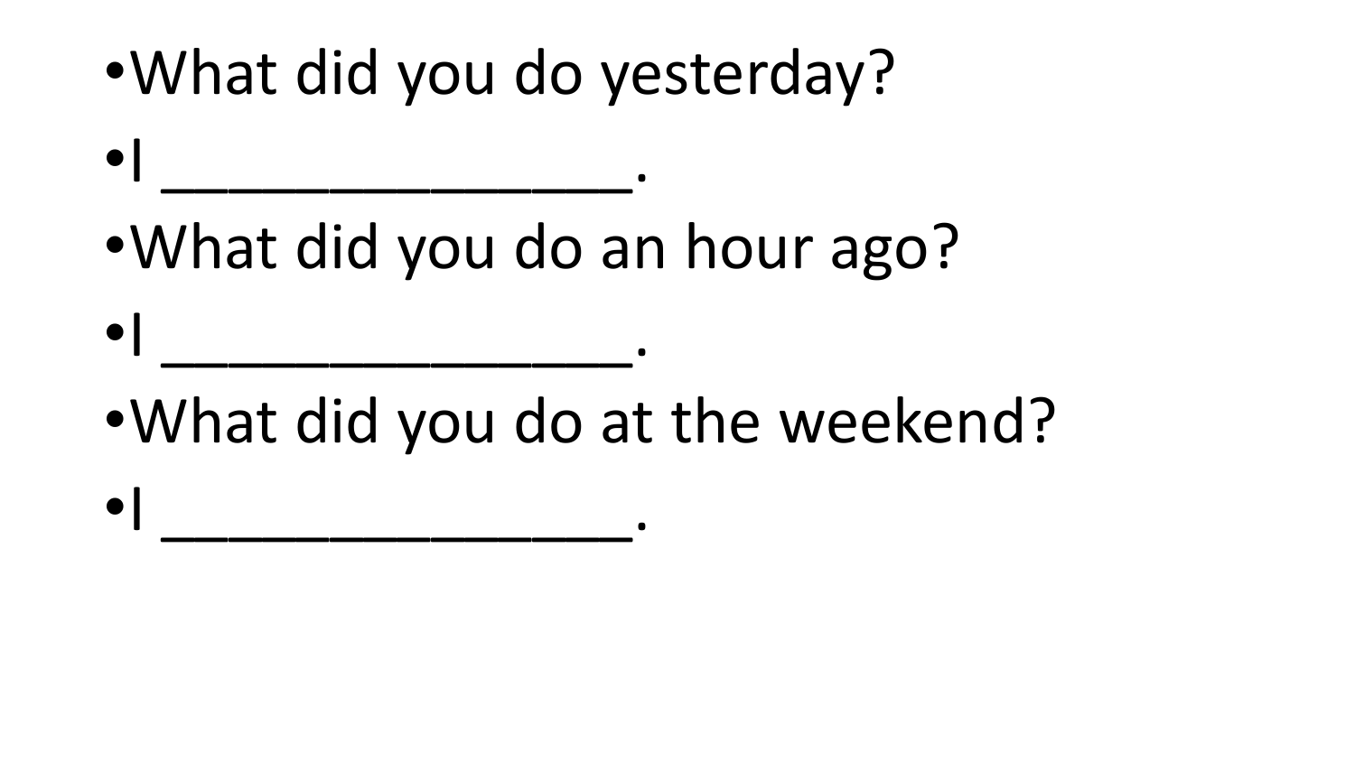- What did you do yesterday?
- I _______________.
- What did you do an hour ago?
- I _______________.
- What did you do at the weekend?
- I _______________.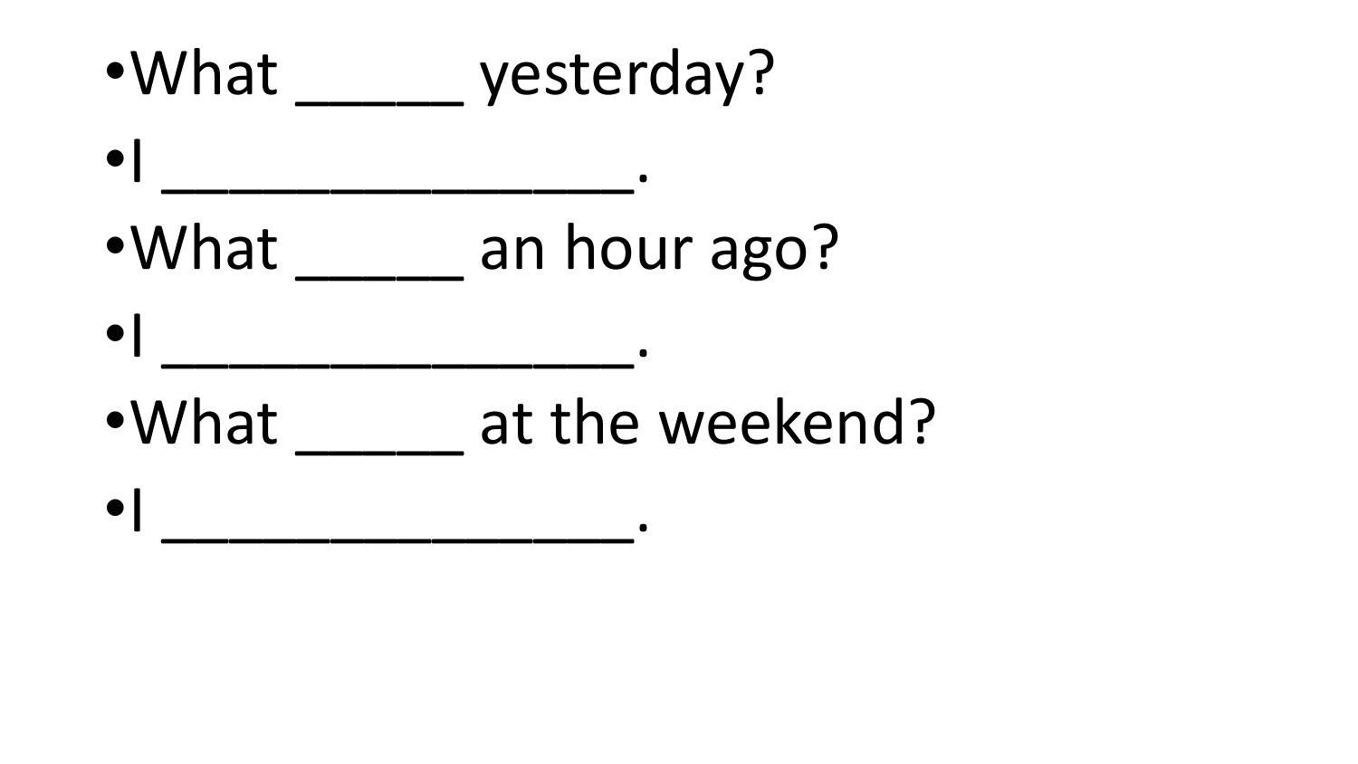- What _____ yesterday?
- I _______________.
- What _____ an hour ago?
- I _______________.
- What _____ at the weekend?
- I _______________.